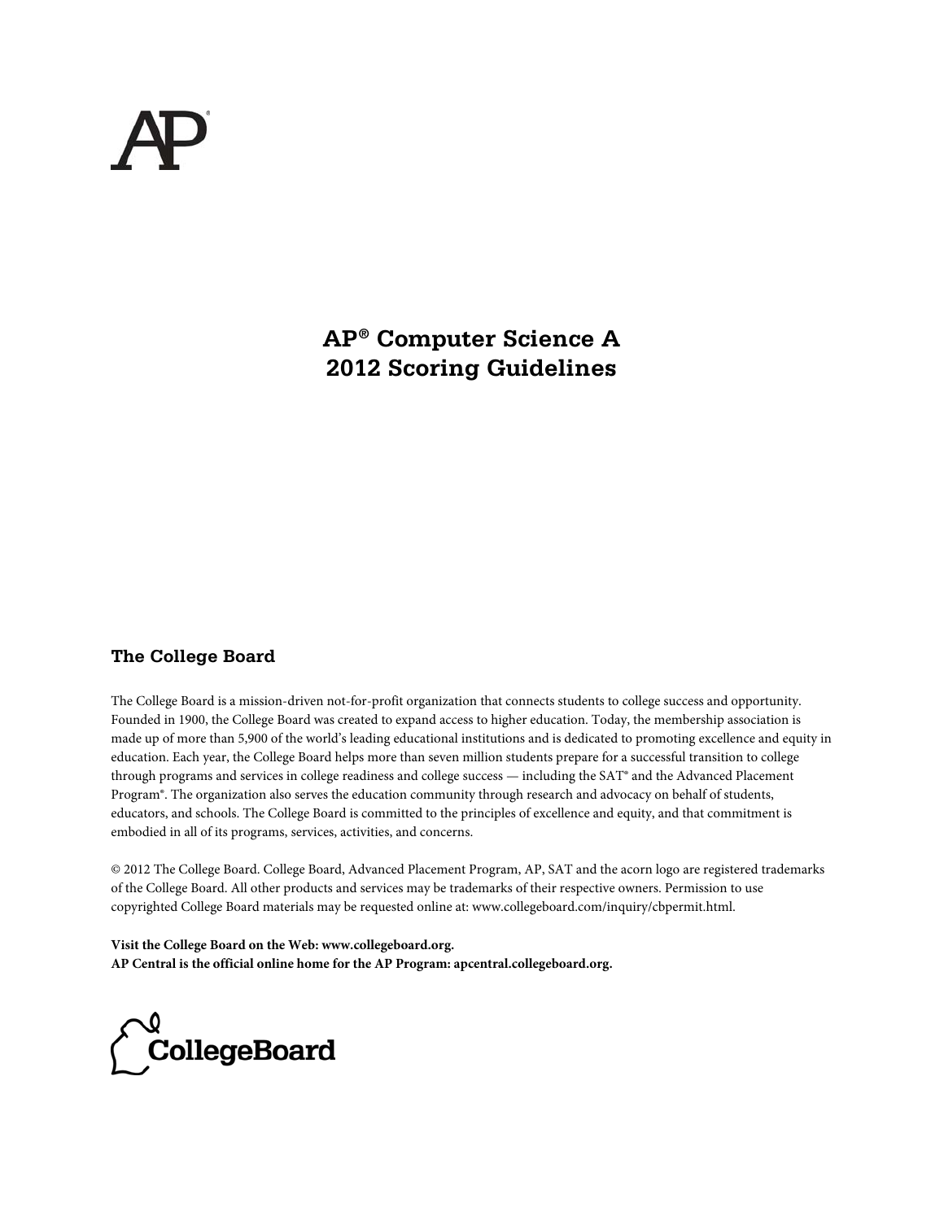# AP® Computer Science A 2012 Scoring Guidelines

## The College Board

The College Board is a mission-driven not-for-profit organization that connects students to college success and opportunity. Founded in 1900, the College Board was created to expand access to higher education. Today, the membership association is made up of more than 5,900 of the world's leading educational institutions and is dedicated to promoting excellence and equity in education. Each year, the College Board helps more than seven million students prepare for a successful transition to college through programs and services in college readiness and college success — including the SAT® and the Advanced Placement Program®. The organization also serves the education community through research and advocacy on behalf of students, educators, and schools. The College Board is committed to the principles of excellence and equity, and that commitment is embodied in all of its programs, services, activities, and concerns.

© 2012 The College Board. College Board, Advanced Placement Program, AP, SAT and the acorn logo are registered trademarks of the College Board. All other products and services may be trademarks of their respective owners. Permission to use copyrighted College Board materials may be requested online at: www.collegeboard.com/inquiry/cbpermit.html.

**Visit the College Board on the Web: www.collegeboard.org.**
**AP Central is the official online home for the AP Program: apcentral.collegeboard.org.**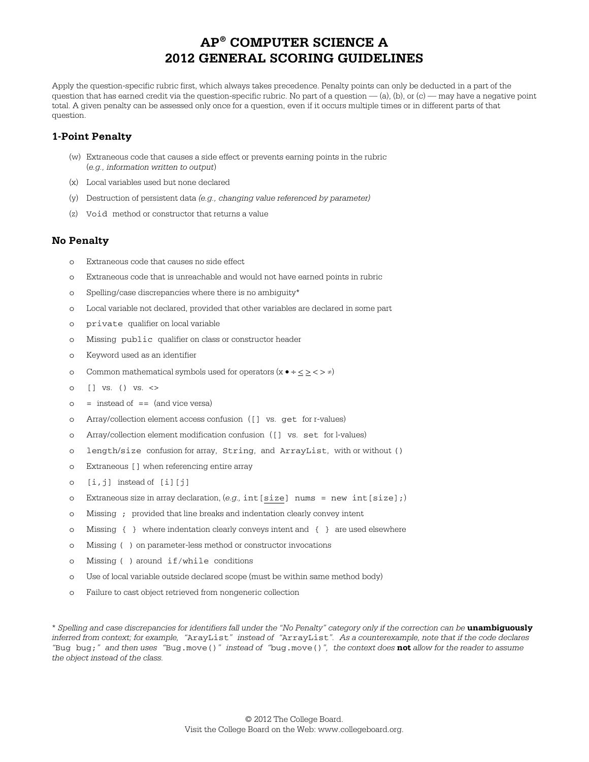# AP® COMPUTER SCIENCE A
# 2012 GENERAL SCORING GUIDELINES

Apply the question-specific rubric first, which always takes precedence. Penalty points can only be deducted in a part of the question that has earned credit via the question-specific rubric. No part of a question — (a), (b), or (c) — may have a negative point total. A given penalty can be assessed only once for a question, even if it occurs multiple times or in different parts of that question.

### 1-Point Penalty

- (w) Extraneous code that causes a side effect or prevents earning points in the rubric (*e.g., information written to output*)
- (x) Local variables used but none declared
- (y) Destruction of persistent data *(e.g., changing value referenced by parameter)*
- (z) `Void` method or constructor that returns a value

### No Penalty

- Extraneous code that causes no side effect
- Extraneous code that is unreachable and would not have earned points in rubric
- Spelling/case discrepancies where there is no ambiguity*
- Local variable not declared, provided that other variables are declared in some part
- `private` qualifier on local variable
- Missing `public` qualifier on class or constructor header
- Keyword used as an identifier
- Common mathematical symbols used for operators (x • ÷ ≤ ≥ < > ≠)
- `[]` vs. `()` vs. `<>`
- `=` instead of `==` (and vice versa)
- Array/collection element access confusion (`[]` vs. `get` for r-values)
- Array/collection element modification confusion (`[]` vs. `set` for l-values)
- `length`/`size` confusion for array, `String`, and `ArrayList`, with or without `()`
- Extraneous `[]` when referencing entire array
- `[i,j]` instead of `[i][j]`
- Extraneous size in array declaration, (*e.g.,* `int[size] nums = new int[size];`)
- Missing `;` provided that line breaks and indentation clearly convey intent
- Missing `{ }` where indentation clearly conveys intent and `{ }` are used elsewhere
- Missing `( )` on parameter-less method or constructor invocations
- Missing `( )` around `if`/`while` conditions
- Use of local variable outside declared scope (must be within same method body)
- Failure to cast object retrieved from nongeneric collection

\* *Spelling and case discrepancies for identifiers fall under the "No Penalty" category only if the correction can be* **unambiguously** *inferred from context; for example, "*`ArayList`*" instead of "*`ArrayList`*". As a counterexample, note that if the code declares "*`Bug bug;`*" and then uses "*`Bug.move()`*" instead of "*`bug.move()`*", the context does* **not** *allow for the reader to assume the object instead of the class.*

© 2012 The College Board.
Visit the College Board on the Web: www.collegeboard.org.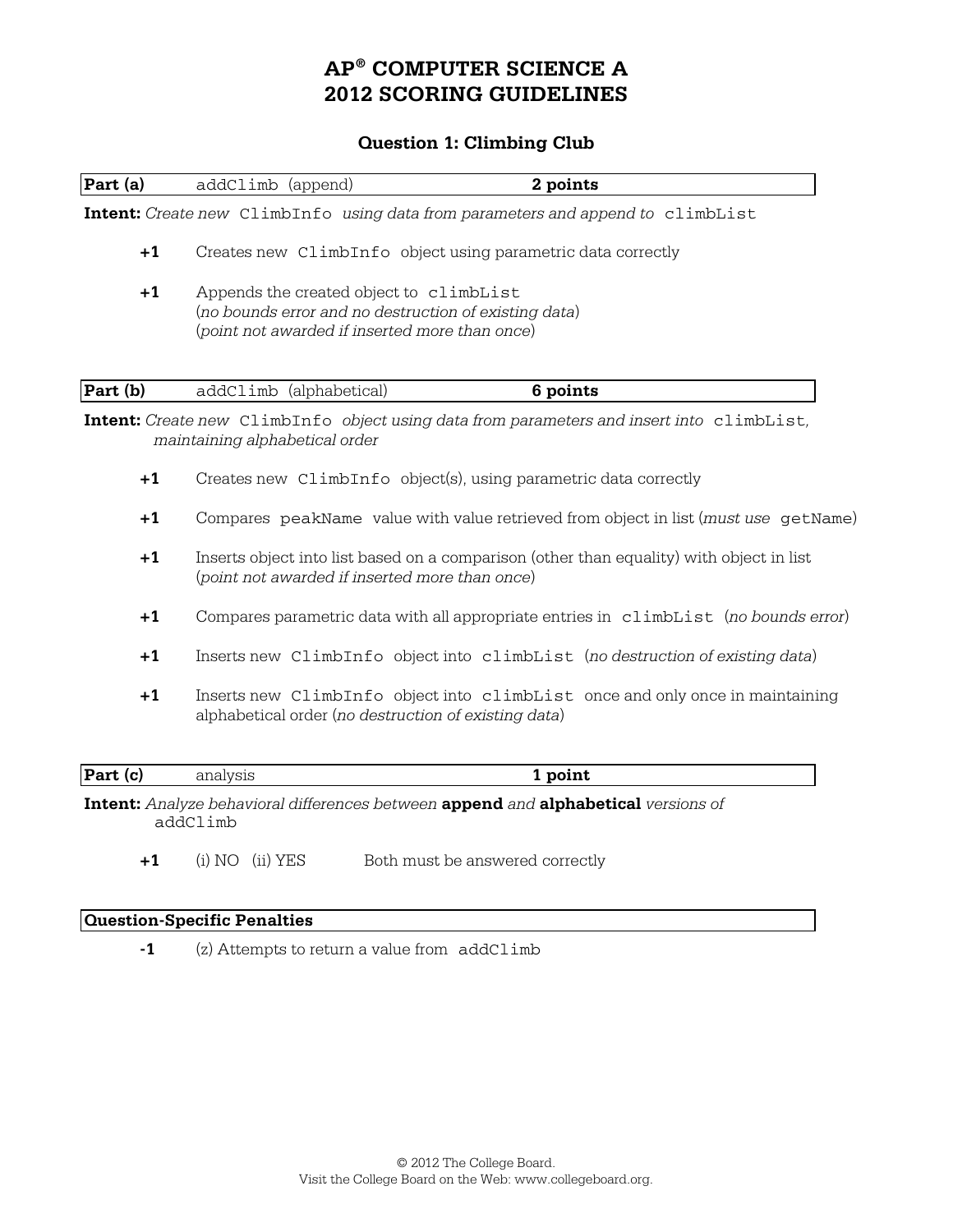# AP® COMPUTER SCIENCE A
# 2012 SCORING GUIDELINES

## Question 1: Climbing Club

| **Part (a)** | `addClimb` (append) | **2 points** |
|---|---|---|

**Intent:** *Create new* `ClimbInfo` *using data from parameters and append to* `climbList`

- **+1** Creates new `ClimbInfo` object using parametric data correctly
- **+1** Appends the created object to `climbList`
  (*no bounds error and no destruction of existing data*)
  (*point not awarded if inserted more than once*)

| **Part (b)** | `addClimb` (alphabetical) | **6 points** |
|---|---|---|

**Intent:** *Create new* `ClimbInfo` *object using data from parameters and insert into* `climbList`, *maintaining alphabetical order*

- **+1** Creates new `ClimbInfo` object(s), using parametric data correctly
- **+1** Compares `peakName` value with value retrieved from object in list (*must use* `getName`)
- **+1** Inserts object into list based on a comparison (other than equality) with object in list
  (*point not awarded if inserted more than once*)
- **+1** Compares parametric data with all appropriate entries in `climbList` (*no bounds error*)
- **+1** Inserts new `ClimbInfo` object into `climbList` (*no destruction of existing data*)
- **+1** Inserts new `ClimbInfo` object into `climbList` once and only once in maintaining alphabetical order (*no destruction of existing data*)

| **Part (c)** | analysis | **1 point** |
|---|---|---|

**Intent:** *Analyze behavioral differences between* **append** *and* **alphabetical** *versions of* `addClimb`

- **+1** (i) NO (ii) YES Both must be answered correctly

| **Question-Specific Penalties** |
|---|

- **-1** (z) Attempts to return a value from `addClimb`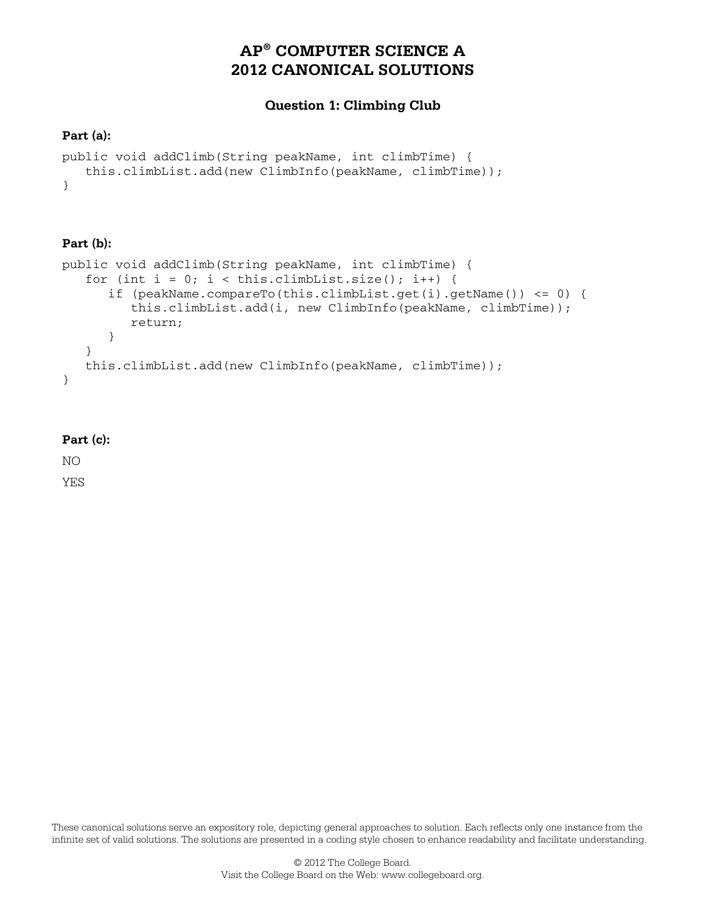# AP® COMPUTER SCIENCE A
# 2012 CANONICAL SOLUTIONS

## Question 1: Climbing Club

**Part (a):**

```
public void addClimb(String peakName, int climbTime) {
   this.climbList.add(new ClimbInfo(peakName, climbTime));
}
```

**Part (b):**

```
public void addClimb(String peakName, int climbTime) {
   for (int i = 0; i < this.climbList.size(); i++) {
      if (peakName.compareTo(this.climbList.get(i).getName()) <= 0) {
         this.climbList.add(i, new ClimbInfo(peakName, climbTime));
         return;
      }
   }
   this.climbList.add(new ClimbInfo(peakName, climbTime));
}
```

**Part (c):**

NO

YES

These canonical solutions serve an expository role, depicting general approaches to solution. Each reflects only one instance from the infinite set of valid solutions. The solutions are presented in a coding style chosen to enhance readability and facilitate understanding.

© 2012 The College Board.
Visit the College Board on the Web: www.collegeboard.org.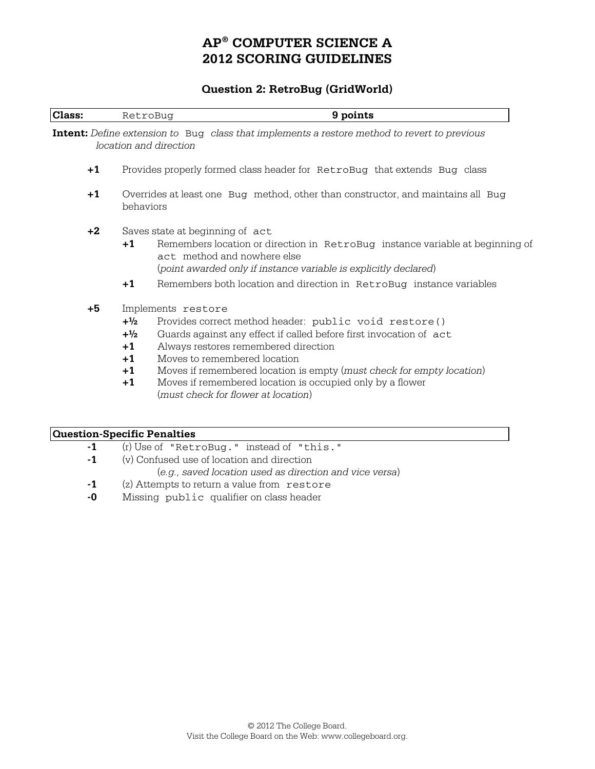# AP® COMPUTER SCIENCE A
# 2012 SCORING GUIDELINES

## Question 2: RetroBug (GridWorld)

| **Class:** `RetroBug` | **9 points** |
|---|---|

**Intent:** *Define extension to* `Bug` *class that implements a restore method to revert to previous location and direction*

**+1** Provides properly formed class header for `RetroBug` that extends `Bug` class

**+1** Overrides at least one `Bug` method, other than constructor, and maintains all `Bug` behaviors

**+2** Saves state at beginning of `act`

- **+1** Remembers location or direction in `RetroBug` instance variable at beginning of `act` method and nowhere else
  (*point awarded only if instance variable is explicitly declared*)
- **+1** Remembers both location and direction in `RetroBug` instance variables

**+5** Implements `restore`

- **+½** Provides correct method header: `public void restore()`
- **+½** Guards against any effect if called before first invocation of `act`
- **+1** Always restores remembered direction
- **+1** Moves to remembered location
- **+1** Moves if remembered location is empty (*must check for empty location*)
- **+1** Moves if remembered location is occupied only by a flower
  (*must check for flower at location*)

### Question-Specific Penalties

- **-1** (r) Use of `"RetroBug."` instead of `"this."`
- **-1** (v) Confused use of location and direction
  (*e.g., saved location used as direction and vice versa*)
- **-1** (z) Attempts to return a value from `restore`
- **-0** Missing `public` qualifier on class header

© 2012 The College Board.
Visit the College Board on the Web: www.collegeboard.org.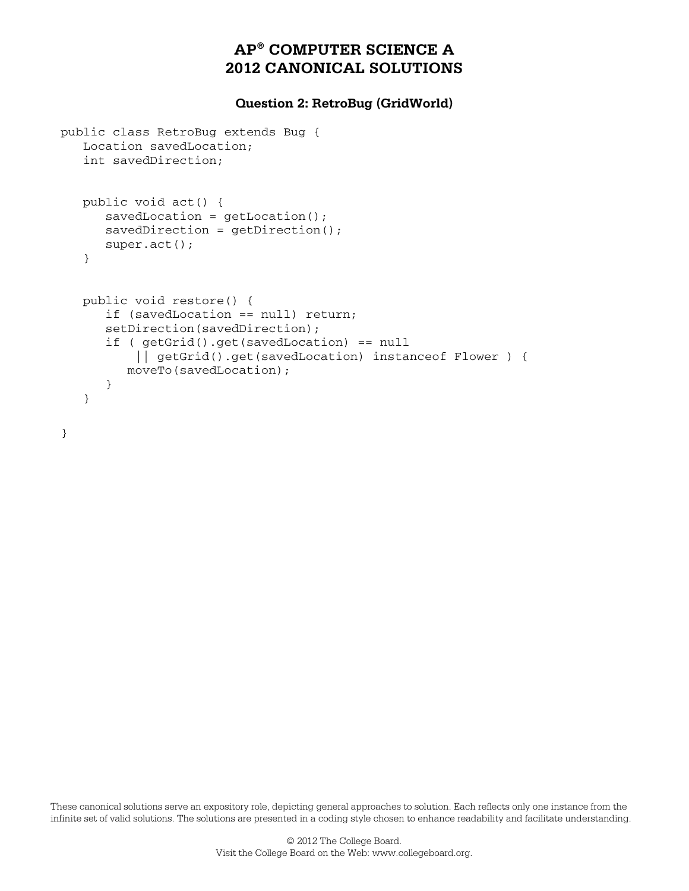# AP® COMPUTER SCIENCE A
# 2012 CANONICAL SOLUTIONS

### Question 2: RetroBug (GridWorld)

```
public class RetroBug extends Bug {
   Location savedLocation;
   int savedDirection;


   public void act() {
      savedLocation = getLocation();
      savedDirection = getDirection();
      super.act();
   }


   public void restore() {
      if (savedLocation == null) return;
      setDirection(savedDirection);
      if ( getGrid().get(savedLocation) == null
           || getGrid().get(savedLocation) instanceof Flower ) {
         moveTo(savedLocation);
      }
   }

}
```

These canonical solutions serve an expository role, depicting general approaches to solution. Each reflects only one instance from the infinite set of valid solutions. The solutions are presented in a coding style chosen to enhance readability and facilitate understanding.

© 2012 The College Board.
Visit the College Board on the Web: www.collegeboard.org.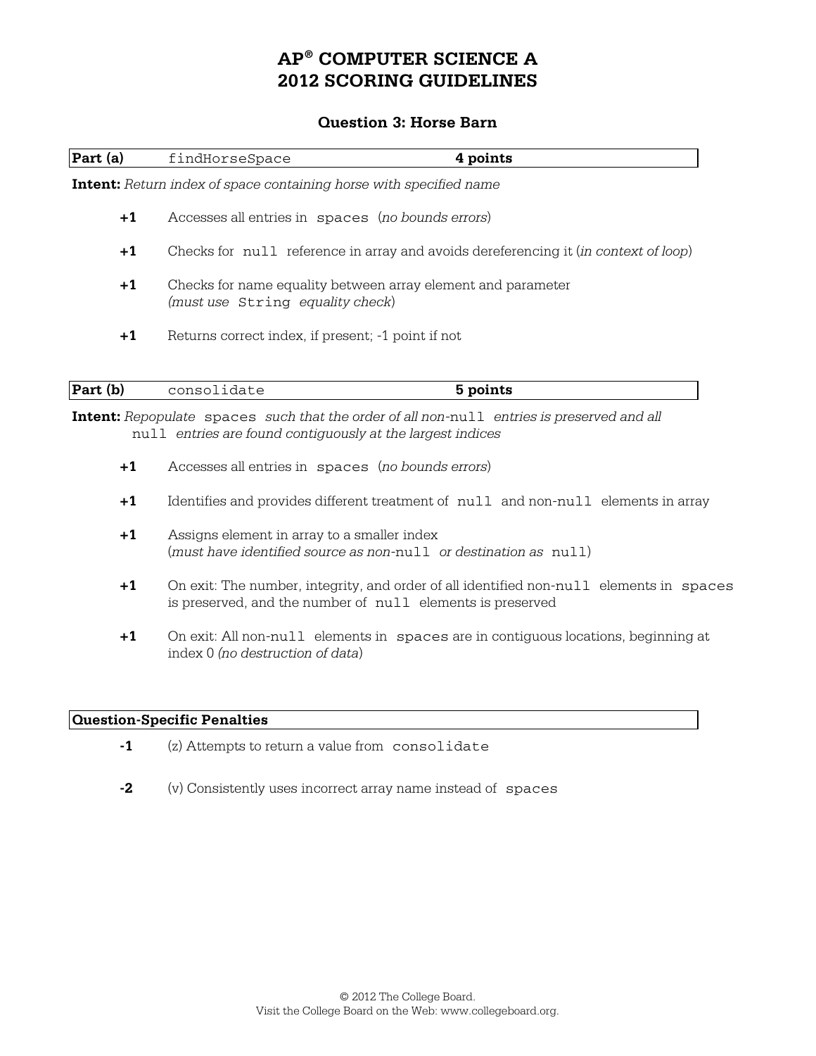# AP® COMPUTER SCIENCE A
# 2012 SCORING GUIDELINES

## Question 3: Horse Barn

| **Part (a)** | `findHorseSpace` | **4 points** |
|---|---|---|

**Intent:** *Return index of space containing horse with specified name*

- **+1** Accesses all entries in `spaces` (*no bounds errors*)
- **+1** Checks for `null` reference in array and avoids dereferencing it (*in context of loop*)
- **+1** Checks for name equality between array element and parameter (*must use* `String` *equality check*)
- **+1** Returns correct index, if present; -1 point if not

| **Part (b)** | `consolidate` | **5 points** |
|---|---|---|

**Intent:** *Repopulate* `spaces` *such that the order of all non-*`null` *entries is preserved and all* `null` *entries are found contiguously at the largest indices*

- **+1** Accesses all entries in `spaces` (*no bounds errors*)
- **+1** Identifies and provides different treatment of `null` and non-`null` elements in array
- **+1** Assigns element in array to a smaller index (*must have identified source as non-*`null` *or destination as* `null`)
- **+1** On exit: The number, integrity, and order of all identified non-`null` elements in `spaces` is preserved, and the number of `null` elements is preserved
- **+1** On exit: All non-`null` elements in `spaces` are in contiguous locations, beginning at index 0 (*no destruction of data*)

| **Question-Specific Penalties** |
|---|

- **-1** (z) Attempts to return a value from `consolidate`
- **-2** (v) Consistently uses incorrect array name instead of `spaces`

© 2012 The College Board.
Visit the College Board on the Web: www.collegeboard.org.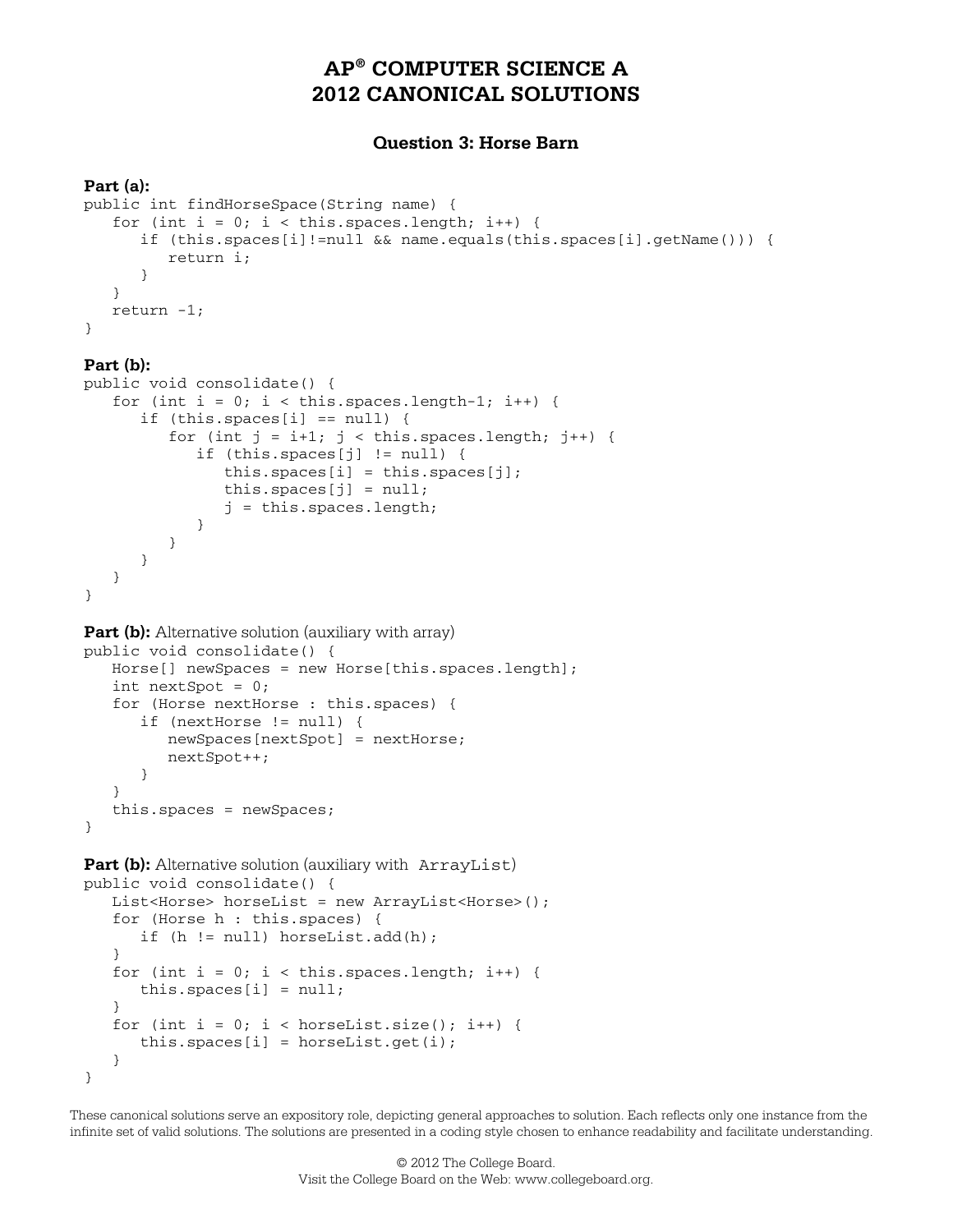# AP® COMPUTER SCIENCE A
# 2012 CANONICAL SOLUTIONS

### Question 3: Horse Barn

**Part (a):**

```
public int findHorseSpace(String name) {
   for (int i = 0; i < this.spaces.length; i++) {
      if (this.spaces[i]!=null && name.equals(this.spaces[i].getName())) {
         return i;
      }
   }
   return -1;
}
```

**Part (b):**

```
public void consolidate() {
   for (int i = 0; i < this.spaces.length-1; i++) {
      if (this.spaces[i] == null) {
         for (int j = i+1; j < this.spaces.length; j++) {
            if (this.spaces[j] != null) {
               this.spaces[i] = this.spaces[j];
               this.spaces[j] = null;
               j = this.spaces.length;
            }
         }
      }
   }
}
```

**Part (b):** Alternative solution (auxiliary with array)

```
public void consolidate() {
   Horse[] newSpaces = new Horse[this.spaces.length];
   int nextSpot = 0;
   for (Horse nextHorse : this.spaces) {
      if (nextHorse != null) {
         newSpaces[nextSpot] = nextHorse;
         nextSpot++;
      }
   }
   this.spaces = newSpaces;
}
```

**Part (b):** Alternative solution (auxiliary with `ArrayList`)

```
public void consolidate() {
   List<Horse> horseList = new ArrayList<Horse>();
   for (Horse h : this.spaces) {
      if (h != null) horseList.add(h);
   }
   for (int i = 0; i < this.spaces.length; i++) {
      this.spaces[i] = null;
   }
   for (int i = 0; i < horseList.size(); i++) {
      this.spaces[i] = horseList.get(i);
   }
}
```

These canonical solutions serve an expository role, depicting general approaches to solution. Each reflects only one instance from the infinite set of valid solutions. The solutions are presented in a coding style chosen to enhance readability and facilitate understanding.

© 2012 The College Board.
Visit the College Board on the Web: www.collegeboard.org.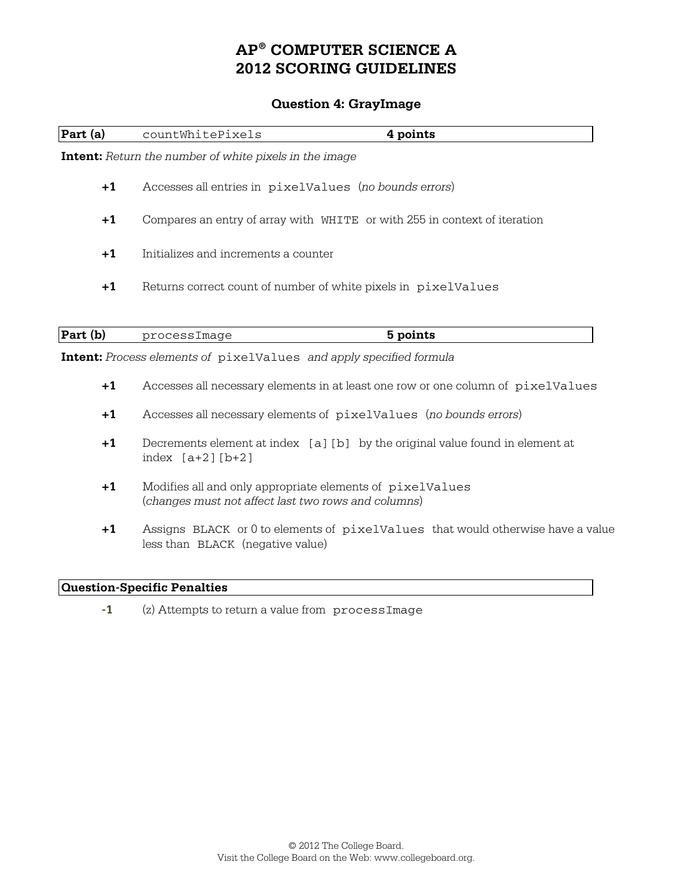# AP® COMPUTER SCIENCE A 2012 SCORING GUIDELINES

## Question 4: GrayImage

| Part (a) | `countWhitePixels` | 4 points |
|---|---|---|

**Intent:** *Return the number of white pixels in the image*

**+1** Accesses all entries in `pixelValues` (*no bounds errors*)

**+1** Compares an entry of array with `WHITE` or with 255 in context of iteration

**+1** Initializes and increments a counter

**+1** Returns correct count of number of white pixels in `pixelValues`

| Part (b) | `processImage` | 5 points |
|---|---|---|

**Intent:** *Process elements of* `pixelValues` *and apply specified formula*

**+1** Accesses all necessary elements in at least one row or one column of `pixelValues`

**+1** Accesses all necessary elements of `pixelValues` (*no bounds errors*)

**+1** Decrements element at index `[a][b]` by the original value found in element at index `[a+2][b+2]`

**+1** Modifies all and only appropriate elements of `pixelValues` (*changes must not affect last two rows and columns*)

**+1** Assigns `BLACK` or 0 to elements of `pixelValues` that would otherwise have a value less than `BLACK` (negative value)

| Question-Specific Penalties |
|---|

**-1** (z) Attempts to return a value from `processImage`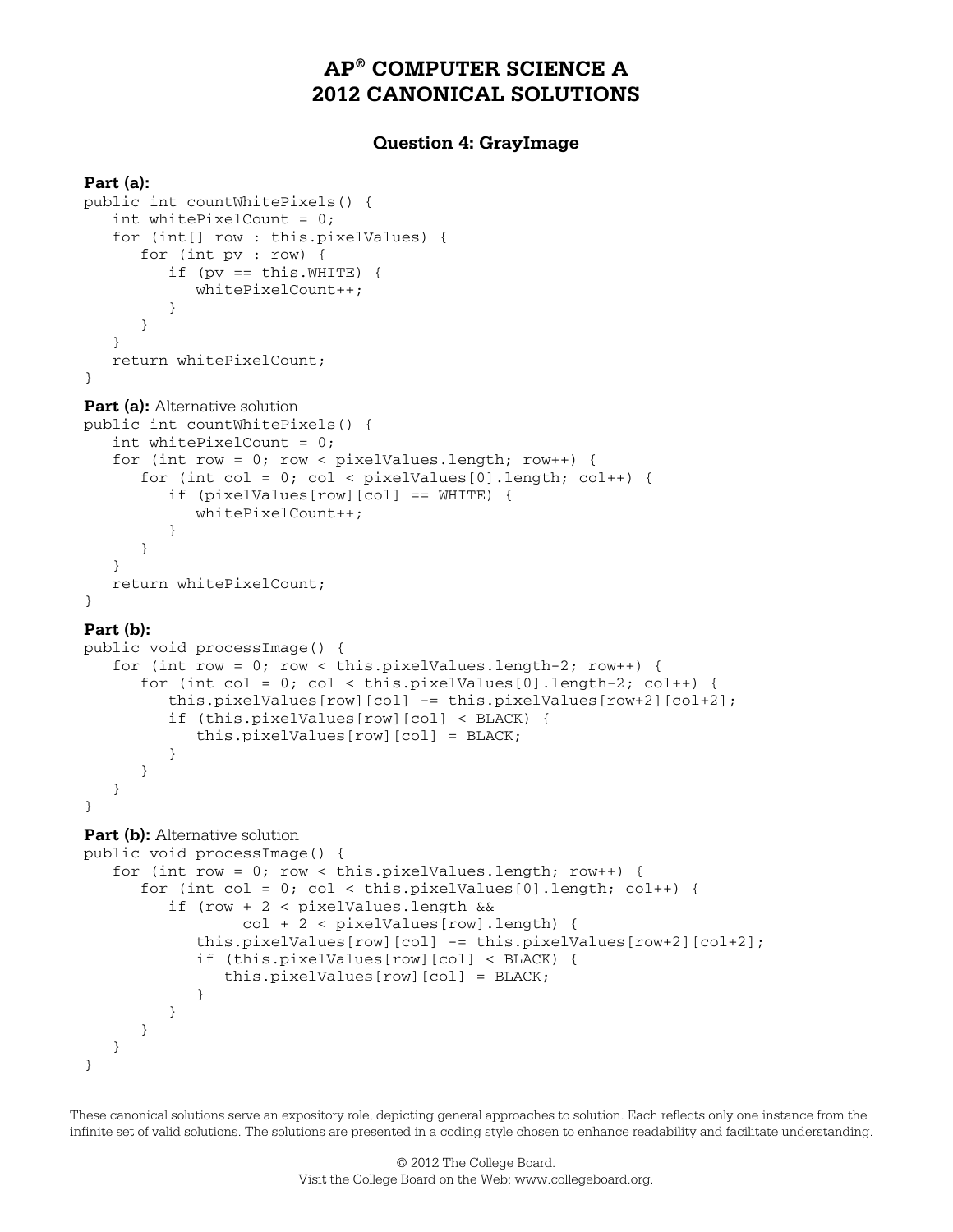# AP® COMPUTER SCIENCE A
# 2012 CANONICAL SOLUTIONS

### Question 4: GrayImage

**Part (a):**

```
public int countWhitePixels() {
   int whitePixelCount = 0;
   for (int[] row : this.pixelValues) {
      for (int pv : row) {
         if (pv == this.WHITE) {
            whitePixelCount++;
         }
      }
   }
   return whitePixelCount;
}
```

**Part (a):** Alternative solution

```
public int countWhitePixels() {
   int whitePixelCount = 0;
   for (int row = 0; row < pixelValues.length; row++) {
      for (int col = 0; col < pixelValues[0].length; col++) {
         if (pixelValues[row][col] == WHITE) {
            whitePixelCount++;
         }
      }
   }
   return whitePixelCount;
}
```

**Part (b):**

```
public void processImage() {
   for (int row = 0; row < this.pixelValues.length-2; row++) {
      for (int col = 0; col < this.pixelValues[0].length-2; col++) {
         this.pixelValues[row][col] -= this.pixelValues[row+2][col+2];
         if (this.pixelValues[row][col] < BLACK) {
            this.pixelValues[row][col] = BLACK;
         }
      }
   }
}
```

**Part (b):** Alternative solution

```
public void processImage() {
   for (int row = 0; row < this.pixelValues.length; row++) {
      for (int col = 0; col < this.pixelValues[0].length; col++) {
         if (row + 2 < pixelValues.length &&
                col + 2 < pixelValues[row].length) {
            this.pixelValues[row][col] -= this.pixelValues[row+2][col+2];
            if (this.pixelValues[row][col] < BLACK) {
               this.pixelValues[row][col] = BLACK;
            }
         }
      }
   }
}
```

These canonical solutions serve an expository role, depicting general approaches to solution. Each reflects only one instance from the infinite set of valid solutions. The solutions are presented in a coding style chosen to enhance readability and facilitate understanding.

© 2012 The College Board.
Visit the College Board on the Web: www.collegeboard.org.